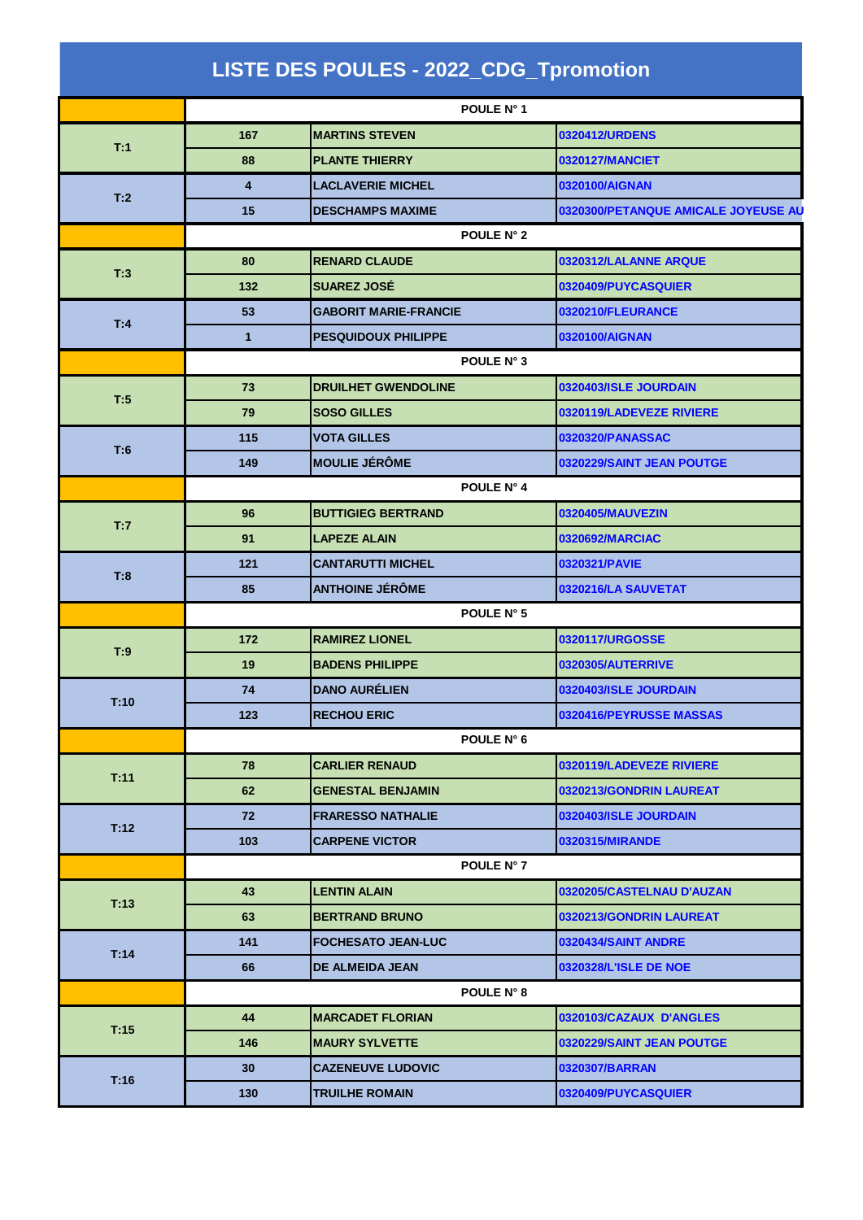# LISTE DES POULES - 2022_CDG_Tpromotion

| | POULE N° 1 | | |
|---|---|---|---|
| T:1 | 167 | MARTINS STEVEN | 0320412/URDENS |
| | 88 | PLANTE THIERRY | 0320127/MANCIET |
| T:2 | 4 | LACLAVERIE MICHEL | 0320100/AIGNAN |
| | 15 | DESCHAMPS MAXIME | 0320300/PETANQUE AMICALE JOYEUSE AU |
| | POULE N° 2 | | |
| T:3 | 80 | RENARD CLAUDE | 0320312/LALANNE ARQUE |
| | 132 | SUAREZ JOSÉ | 0320409/PUYCASQUIER |
| T:4 | 53 | GABORIT MARIE-FRANCIE | 0320210/FLEURANCE |
| | 1 | PESQUIDOUX PHILIPPE | 0320100/AIGNAN |
| | POULE N° 3 | | |
| T:5 | 73 | DRUILHET GWENDOLINE | 0320403/ISLE JOURDAIN |
| | 79 | SOSO GILLES | 0320119/LADEVEZE RIVIERE |
| T:6 | 115 | VOTA GILLES | 0320320/PANASSAC |
| | 149 | MOULIE JÉRÔME | 0320229/SAINT JEAN POUTGE |
| | POULE N° 4 | | |
| T:7 | 96 | BUTTIGIEG BERTRAND | 0320405/MAUVEZIN |
| | 91 | LAPEZE ALAIN | 0320692/MARCIAC |
| T:8 | 121 | CANTARUTTI MICHEL | 0320321/PAVIE |
| | 85 | ANTHOINE JÉRÔME | 0320216/LA SAUVETAT |
| | POULE N° 5 | | |
| T:9 | 172 | RAMIREZ LIONEL | 0320117/URGOSSE |
| | 19 | BADENS PHILIPPE | 0320305/AUTERRIVE |
| T:10 | 74 | DANO AURÉLIEN | 0320403/ISLE JOURDAIN |
| | 123 | RECHOU ERIC | 0320416/PEYRUSSE MASSAS |
| | POULE N° 6 | | |
| T:11 | 78 | CARLIER RENAUD | 0320119/LADEVEZE RIVIERE |
| | 62 | GENESTAL BENJAMIN | 0320213/GONDRIN LAUREAT |
| T:12 | 72 | FRARESSO NATHALIE | 0320403/ISLE JOURDAIN |
| | 103 | CARPENE VICTOR | 0320315/MIRANDE |
| | POULE N° 7 | | |
| T:13 | 43 | LENTIN ALAIN | 0320205/CASTELNAU D'AUZAN |
| | 63 | BERTRAND BRUNO | 0320213/GONDRIN LAUREAT |
| T:14 | 141 | FOCHESATO JEAN-LUC | 0320434/SAINT ANDRE |
| | 66 | DE ALMEIDA JEAN | 0320328/L'ISLE DE NOE |
| | POULE N° 8 | | |
| T:15 | 44 | MARCADET FLORIAN | 0320103/CAZAUX D'ANGLES |
| | 146 | MAURY SYLVETTE | 0320229/SAINT JEAN POUTGE |
| T:16 | 30 | CAZENEUVE LUDOVIC | 0320307/BARRAN |
| | 130 | TRUILHE ROMAIN | 0320409/PUYCASQUIER |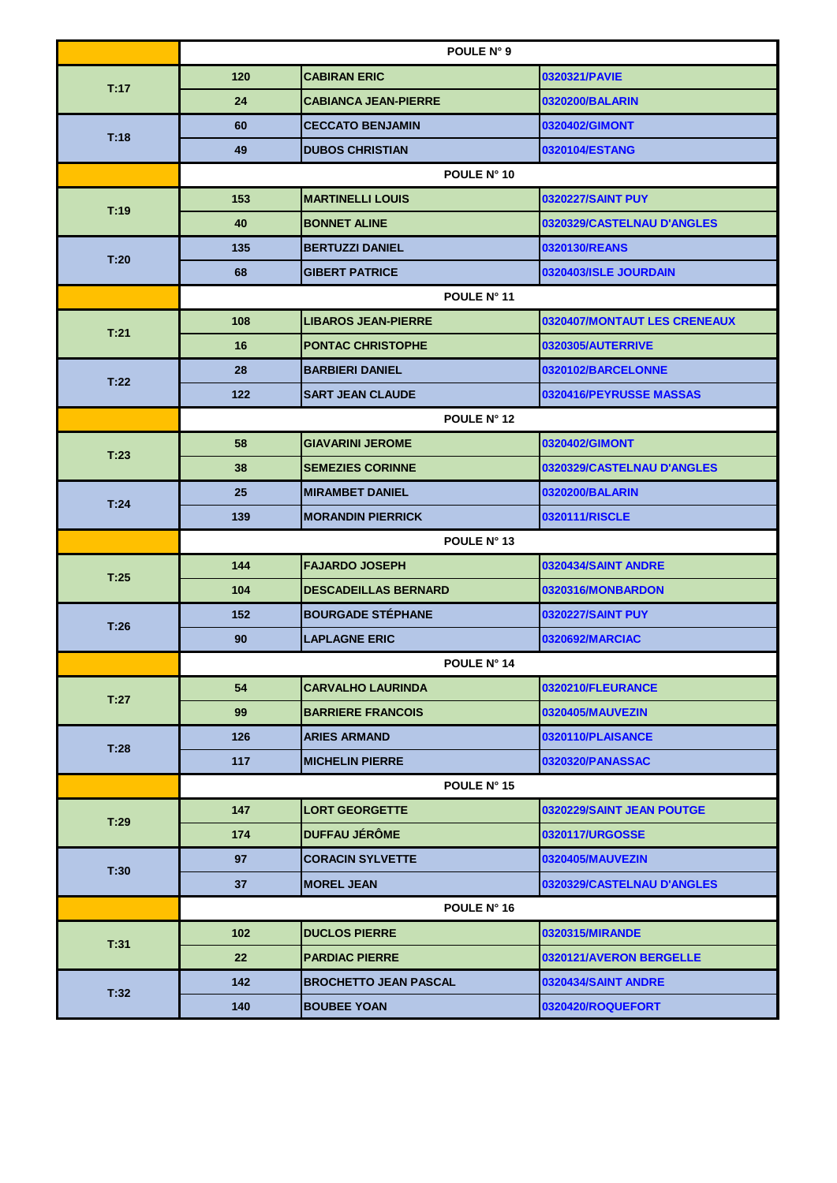| | POULE N° 9 | | |
|---|---|---|---|
| T:17 | 120 | CABIRAN ERIC | 0320321/PAVIE |
| | 24 | CABIANCA JEAN-PIERRE | 0320200/BALARIN |
| T:18 | 60 | CECCATO BENJAMIN | 0320402/GIMONT |
| | 49 | DUBOS CHRISTIAN | 0320104/ESTANG |
| | POULE N° 10 | | |
| T:19 | 153 | MARTINELLI LOUIS | 0320227/SAINT PUY |
| | 40 | BONNET ALINE | 0320329/CASTELNAU D'ANGLES |
| T:20 | 135 | BERTUZZI DANIEL | 0320130/REANS |
| | 68 | GIBERT PATRICE | 0320403/ISLE JOURDAIN |
| | POULE N° 11 | | |
| T:21 | 108 | LIBAROS JEAN-PIERRE | 0320407/MONTAUT LES CRENEAUX |
| | 16 | PONTAC CHRISTOPHE | 0320305/AUTERRIVE |
| T:22 | 28 | BARBIERI DANIEL | 0320102/BARCELONNE |
| | 122 | SART JEAN CLAUDE | 0320416/PEYRUSSE MASSAS |
| | POULE N° 12 | | |
| T:23 | 58 | GIAVARINI JEROME | 0320402/GIMONT |
| | 38 | SEMEZIES CORINNE | 0320329/CASTELNAU D'ANGLES |
| T:24 | 25 | MIRAMBET DANIEL | 0320200/BALARIN |
| | 139 | MORANDIN PIERRICK | 0320111/RISCLE |
| | POULE N° 13 | | |
| T:25 | 144 | FAJARDO JOSEPH | 0320434/SAINT ANDRE |
| | 104 | DESCADEILLAS BERNARD | 0320316/MONBARDON |
| T:26 | 152 | BOURGADE STÉPHANE | 0320227/SAINT PUY |
| | 90 | LAPLAGNE ERIC | 0320692/MARCIAC |
| | POULE N° 14 | | |
| T:27 | 54 | CARVALHO LAURINDA | 0320210/FLEURANCE |
| | 99 | BARRIERE FRANCOIS | 0320405/MAUVEZIN |
| T:28 | 126 | ARIES ARMAND | 0320110/PLAISANCE |
| | 117 | MICHELIN PIERRE | 0320320/PANASSAC |
| | POULE N° 15 | | |
| T:29 | 147 | LORT GEORGETTE | 0320229/SAINT JEAN POUTGE |
| | 174 | DUFFAU JÉRÔME | 0320117/URGOSSE |
| T:30 | 97 | CORACIN SYLVETTE | 0320405/MAUVEZIN |
| | 37 | MOREL JEAN | 0320329/CASTELNAU D'ANGLES |
| | POULE N° 16 | | |
| T:31 | 102 | DUCLOS PIERRE | 0320315/MIRANDE |
| | 22 | PARDIAC PIERRE | 0320121/AVERON BERGELLE |
| T:32 | 142 | BROCHETTO JEAN PASCAL | 0320434/SAINT ANDRE |
| | 140 | BOUBEE YOAN | 0320420/ROQUEFORT |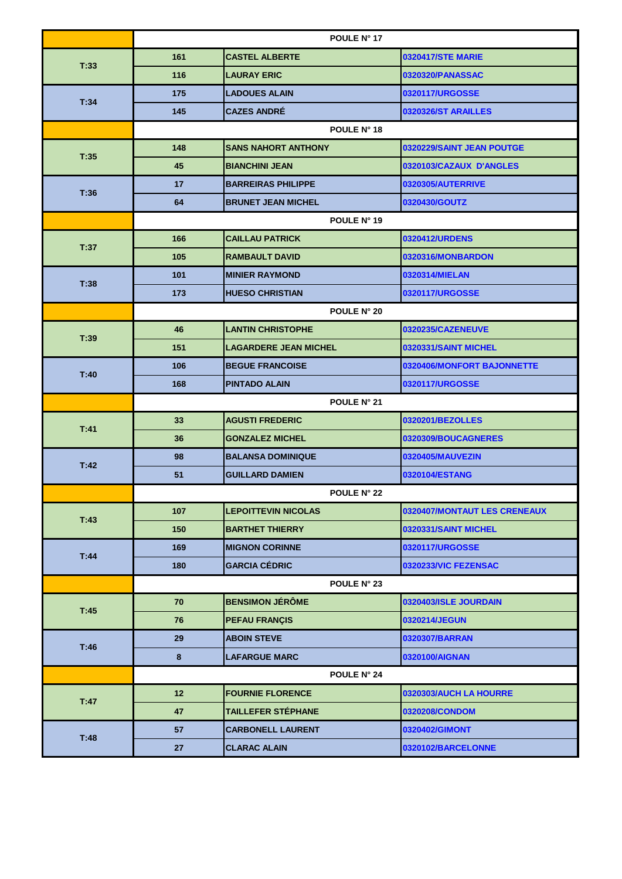| | POULE N° 17 | | |
|---|---|---|---|
| T:33 | 161 | CASTEL ALBERTE | 0320417/STE MARIE |
| | 116 | LAURAY ERIC | 0320320/PANASSAC |
| T:34 | 175 | LADOUES ALAIN | 0320117/URGOSSE |
| | 145 | CAZES ANDRÉ | 0320326/ST ARAILLES |
| | POULE N° 18 | | |
| T:35 | 148 | SANS NAHORT ANTHONY | 0320229/SAINT JEAN POUTGE |
| | 45 | BIANCHINI JEAN | 0320103/CAZAUX D'ANGLES |
| T:36 | 17 | BARREIRAS PHILIPPE | 0320305/AUTERRIVE |
| | 64 | BRUNET JEAN MICHEL | 0320430/GOUTZ |
| | POULE N° 19 | | |
| T:37 | 166 | CAILLAU PATRICK | 0320412/URDENS |
| | 105 | RAMBAULT DAVID | 0320316/MONBARDON |
| T:38 | 101 | MINIER RAYMOND | 0320314/MIELAN |
| | 173 | HUESO CHRISTIAN | 0320117/URGOSSE |
| | POULE N° 20 | | |
| T:39 | 46 | LANTIN CHRISTOPHE | 0320235/CAZENEUVE |
| | 151 | LAGARDERE JEAN MICHEL | 0320331/SAINT MICHEL |
| T:40 | 106 | BEGUE FRANCOISE | 0320406/MONFORT BAJONNETTE |
| | 168 | PINTADO ALAIN | 0320117/URGOSSE |
| | POULE N° 21 | | |
| T:41 | 33 | AGUSTI FREDERIC | 0320201/BEZOLLES |
| | 36 | GONZALEZ MICHEL | 0320309/BOUCAGNERES |
| T:42 | 98 | BALANSA DOMINIQUE | 0320405/MAUVEZIN |
| | 51 | GUILLARD DAMIEN | 0320104/ESTANG |
| | POULE N° 22 | | |
| T:43 | 107 | LEPOITTEVIN NICOLAS | 0320407/MONTAUT LES CRENEAUX |
| | 150 | BARTHET THIERRY | 0320331/SAINT MICHEL |
| T:44 | 169 | MIGNON CORINNE | 0320117/URGOSSE |
| | 180 | GARCIA CÉDRIC | 0320233/VIC FEZENSAC |
| | POULE N° 23 | | |
| T:45 | 70 | BENSIMON JÉRÔME | 0320403/ISLE JOURDAIN |
| | 76 | PEFAU FRANÇIS | 0320214/JEGUN |
| T:46 | 29 | ABOIN STEVE | 0320307/BARRAN |
| | 8 | LAFARGUE MARC | 0320100/AIGNAN |
| | POULE N° 24 | | |
| T:47 | 12 | FOURNIE FLORENCE | 0320303/AUCH LA HOURRE |
| | 47 | TAILLEFER STÉPHANE | 0320208/CONDOM |
| T:48 | 57 | CARBONELL LAURENT | 0320402/GIMONT |
| | 27 | CLARAC ALAIN | 0320102/BARCELONNE |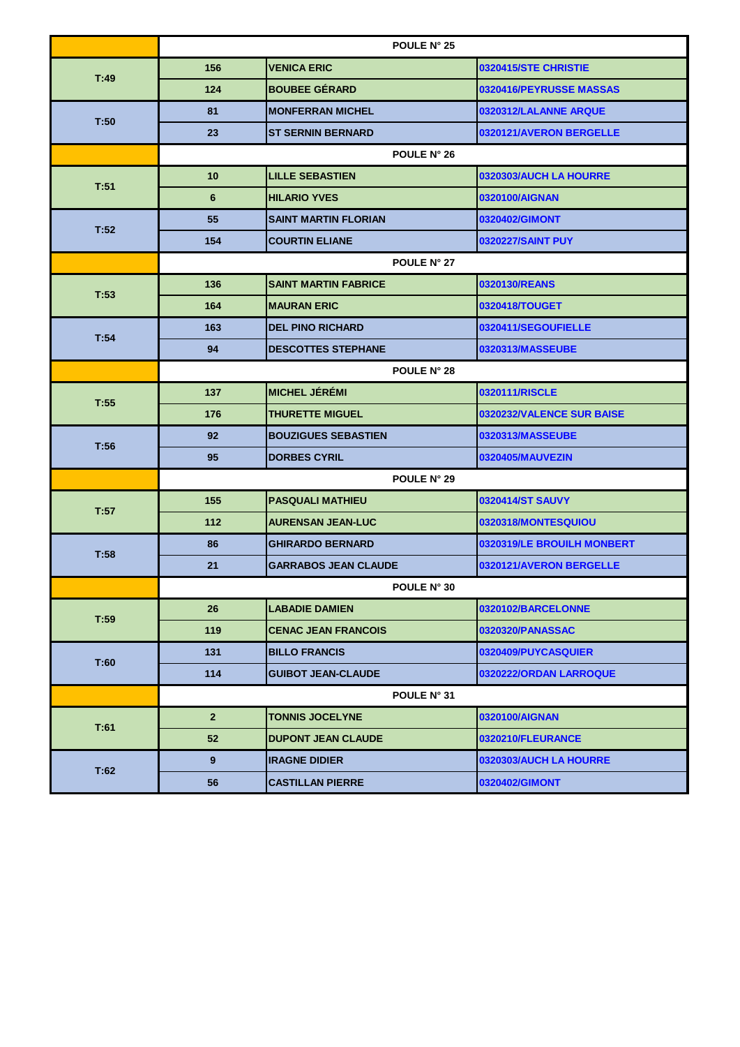| | | POULE N° 25 | |
|---|---|---|---|
| T:49 | 156 | VENICA ERIC | 0320415/STE CHRISTIE |
| | 124 | BOUBEE GÉRARD | 0320416/PEYRUSSE MASSAS |
| T:50 | 81 | MONFERRAN MICHEL | 0320312/LALANNE ARQUE |
| | 23 | ST SERNIN BERNARD | 0320121/AVERON BERGELLE |
| | | POULE N° 26 | |
| T:51 | 10 | LILLE SEBASTIEN | 0320303/AUCH LA HOURRE |
| | 6 | HILARIO YVES | 0320100/AIGNAN |
| T:52 | 55 | SAINT MARTIN FLORIAN | 0320402/GIMONT |
| | 154 | COURTIN ELIANE | 0320227/SAINT PUY |
| | | POULE N° 27 | |
| T:53 | 136 | SAINT MARTIN FABRICE | 0320130/REANS |
| | 164 | MAURAN ERIC | 0320418/TOUGET |
| T:54 | 163 | DEL PINO RICHARD | 0320411/SEGOUFIELLE |
| | 94 | DESCOTTES STEPHANE | 0320313/MASSEUBE |
| | | POULE N° 28 | |
| T:55 | 137 | MICHEL JÉRÉMI | 0320111/RISCLE |
| | 176 | THURETTE MIGUEL | 0320232/VALENCE SUR BAISE |
| T:56 | 92 | BOUZIGUES SEBASTIEN | 0320313/MASSEUBE |
| | 95 | DORBES CYRIL | 0320405/MAUVEZIN |
| | | POULE N° 29 | |
| T:57 | 155 | PASQUALI MATHIEU | 0320414/ST SAUVY |
| | 112 | AURENSAN JEAN-LUC | 0320318/MONTESQUIOU |
| T:58 | 86 | GHIRARDO BERNARD | 0320319/LE BROUILH MONBERT |
| | 21 | GARRABOS JEAN CLAUDE | 0320121/AVERON BERGELLE |
| | | POULE N° 30 | |
| T:59 | 26 | LABADIE DAMIEN | 0320102/BARCELONNE |
| | 119 | CENAC JEAN FRANCOIS | 0320320/PANASSAC |
| T:60 | 131 | BILLO FRANCIS | 0320409/PUYCASQUIER |
| | 114 | GUIBOT JEAN-CLAUDE | 0320222/ORDAN LARROQUE |
| | | POULE N° 31 | |
| T:61 | 2 | TONNIS JOCELYNE | 0320100/AIGNAN |
| | 52 | DUPONT JEAN CLAUDE | 0320210/FLEURANCE |
| T:62 | 9 | IRAGNE DIDIER | 0320303/AUCH LA HOURRE |
| | 56 | CASTILLAN PIERRE | 0320402/GIMONT |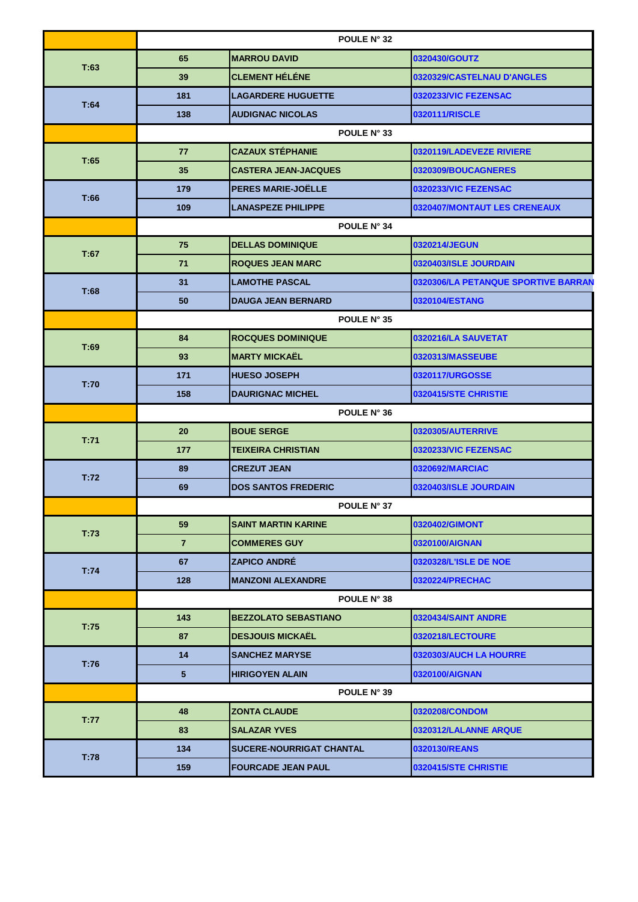| | POULE N° 32 | | |
|---|---|---|---|
| T:63 | 65 | MARROU DAVID | 0320430/GOUTZ |
| | 39 | CLEMENT HÉLÉNE | 0320329/CASTELNAU D'ANGLES |
| T:64 | 181 | LAGARDERE HUGUETTE | 0320233/VIC FEZENSAC |
| | 138 | AUDIGNAC NICOLAS | 0320111/RISCLE |
| | POULE N° 33 | | |
| T:65 | 77 | CAZAUX STÉPHANIE | 0320119/LADEVEZE RIVIERE |
| | 35 | CASTERA JEAN-JACQUES | 0320309/BOUCAGNERES |
| T:66 | 179 | PERES MARIE-JOËLLE | 0320233/VIC FEZENSAC |
| | 109 | LANASPEZE PHILIPPE | 0320407/MONTAUT LES CRENEAUX |
| | POULE N° 34 | | |
| T:67 | 75 | DELLAS DOMINIQUE | 0320214/JEGUN |
| | 71 | ROQUES JEAN MARC | 0320403/ISLE JOURDAIN |
| T:68 | 31 | LAMOTHE PASCAL | 0320306/LA PETANQUE SPORTIVE BARRAN |
| | 50 | DAUGA JEAN BERNARD | 0320104/ESTANG |
| | POULE N° 35 | | |
| T:69 | 84 | ROCQUES DOMINIQUE | 0320216/LA SAUVETAT |
| | 93 | MARTY MICKAËL | 0320313/MASSEUBE |
| T:70 | 171 | HUESO JOSEPH | 0320117/URGOSSE |
| | 158 | DAURIGNAC MICHEL | 0320415/STE CHRISTIE |
| | POULE N° 36 | | |
| T:71 | 20 | BOUE SERGE | 0320305/AUTERRIVE |
| | 177 | TEIXEIRA CHRISTIAN | 0320233/VIC FEZENSAC |
| T:72 | 89 | CREZUT JEAN | 0320692/MARCIAC |
| | 69 | DOS SANTOS FREDERIC | 0320403/ISLE JOURDAIN |
| | POULE N° 37 | | |
| T:73 | 59 | SAINT MARTIN KARINE | 0320402/GIMONT |
| | 7 | COMMERES GUY | 0320100/AIGNAN |
| T:74 | 67 | ZAPICO ANDRÉ | 0320328/L'ISLE DE NOE |
| | 128 | MANZONI ALEXANDRE | 0320224/PRECHAC |
| | POULE N° 38 | | |
| T:75 | 143 | BEZZOLATO SEBASTIANO | 0320434/SAINT ANDRE |
| | 87 | DESJOUIS MICKAËL | 0320218/LECTOURE |
| T:76 | 14 | SANCHEZ MARYSE | 0320303/AUCH LA HOURRE |
| | 5 | HIRIGOYEN ALAIN | 0320100/AIGNAN |
| | POULE N° 39 | | |
| T:77 | 48 | ZONTA CLAUDE | 0320208/CONDOM |
| | 83 | SALAZAR YVES | 0320312/LALANNE ARQUE |
| T:78 | 134 | SUCERE-NOURRIGAT CHANTAL | 0320130/REANS |
| | 159 | FOURCADE JEAN PAUL | 0320415/STE CHRISTIE |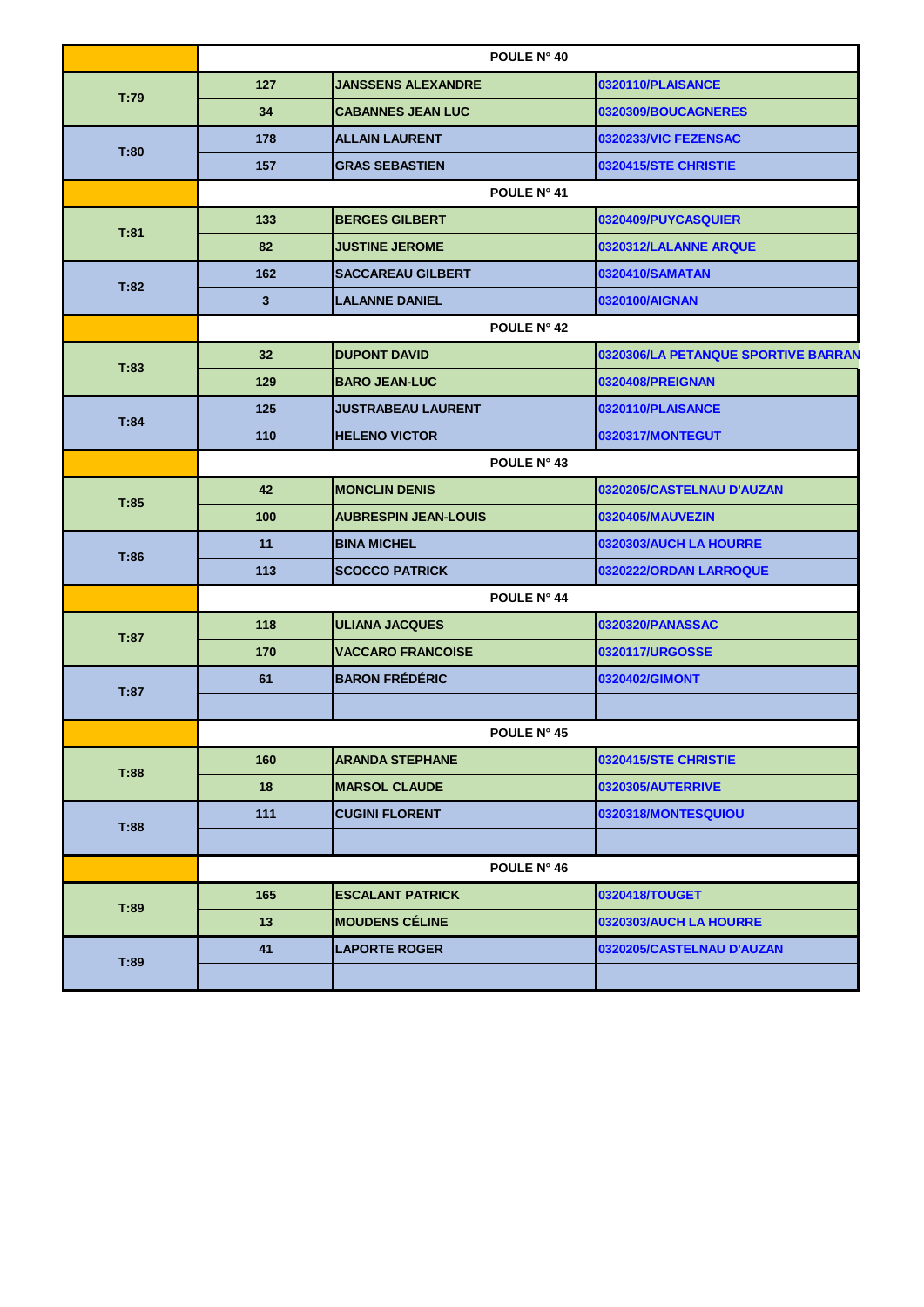| | | | |
|---|---|---|---|
| | POULE N° 40 | | |
| T:79 | 127 | JANSSENS ALEXANDRE | 0320110/PLAISANCE |
| | 34 | CABANNES JEAN LUC | 0320309/BOUCAGNERES |
| T:80 | 178 | ALLAIN LAURENT | 0320233/VIC FEZENSAC |
| | 157 | GRAS SEBASTIEN | 0320415/STE CHRISTIE |
| | POULE N° 41 | | |
| T:81 | 133 | BERGES GILBERT | 0320409/PUYCASQUIER |
| | 82 | JUSTINE JEROME | 0320312/LALANNE ARQUE |
| T:82 | 162 | SACCAREAU GILBERT | 0320410/SAMATAN |
| | 3 | LALANNE DANIEL | 0320100/AIGNAN |
| | POULE N° 42 | | |
| T:83 | 32 | DUPONT DAVID | 0320306/LA PETANQUE SPORTIVE BARRAN |
| | 129 | BARO JEAN-LUC | 0320408/PREIGNAN |
| T:84 | 125 | JUSTRABEAU LAURENT | 0320110/PLAISANCE |
| | 110 | HELENO VICTOR | 0320317/MONTEGUT |
| | POULE N° 43 | | |
| T:85 | 42 | MONCLIN DENIS | 0320205/CASTELNAU D'AUZAN |
| | 100 | AUBRESPIN JEAN-LOUIS | 0320405/MAUVEZIN |
| T:86 | 11 | BINA MICHEL | 0320303/AUCH LA HOURRE |
| | 113 | SCOCCO PATRICK | 0320222/ORDAN LARROQUE |
| | POULE N° 44 | | |
| T:87 | 118 | ULIANA JACQUES | 0320320/PANASSAC |
| | 170 | VACCARO FRANCOISE | 0320117/URGOSSE |
| T:87 | 61 | BARON FRÉDÉRIC | 0320402/GIMONT |
| | | | |
| | POULE N° 45 | | |
| T:88 | 160 | ARANDA STEPHANE | 0320415/STE CHRISTIE |
| | 18 | MARSOL CLAUDE | 0320305/AUTERRIVE |
| T:88 | 111 | CUGINI FLORENT | 0320318/MONTESQUIOU |
| | | | |
| | POULE N° 46 | | |
| T:89 | 165 | ESCALANT PATRICK | 0320418/TOUGET |
| | 13 | MOUDENS CÉLINE | 0320303/AUCH LA HOURRE |
| T:89 | 41 | LAPORTE ROGER | 0320205/CASTELNAU D'AUZAN |
| | | | |